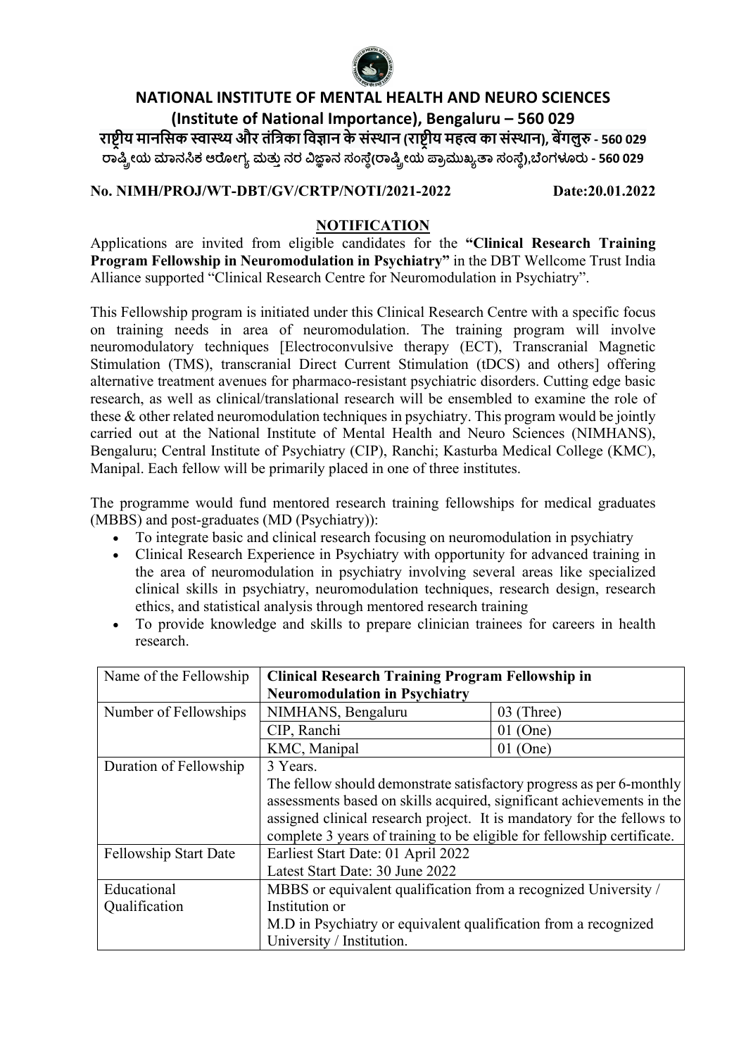# NATIONAL INSTITUTE OF MENTAL HEALTH AND NEURO SCIENCES
## (Institute of National Importance), Bengaluru – 560 029

**राष्ट्रीय मानसिक स्वास्थ्य और तंत्रिका विज्ञान के संस्थान (राष्ट्रीय महत्व का संस्थान), बेंगलुरु - 560 029**

**ರಾಷ್ಟ್ರೀಯ ಮಾನಸಿಕ ಆರೋಗ್ಯ ಮತ್ತು ನರ ವಿಜ್ಞಾನ ಸಂಸ್ಥೆ(ರಾಷ್ಟ್ರೀಯ ಪ್ರಾಮುಖ್ಯತಾ ಸಂಸ್ಥೆ),ಬೆಂಗಳೂರು - 560 029**

**No. NIMH/PROJ/WT-DBT/GV/CRTP/NOTI/2021-2022** **Date:20.01.2022**

**NOTIFICATION**

Applications are invited from eligible candidates for the **"Clinical Research Training Program Fellowship in Neuromodulation in Psychiatry"** in the DBT Wellcome Trust India Alliance supported "Clinical Research Centre for Neuromodulation in Psychiatry".

This Fellowship program is initiated under this Clinical Research Centre with a specific focus on training needs in area of neuromodulation. The training program will involve neuromodulatory techniques [Electroconvulsive therapy (ECT), Transcranial Magnetic Stimulation (TMS), transcranial Direct Current Stimulation (tDCS) and others] offering alternative treatment avenues for pharmaco-resistant psychiatric disorders. Cutting edge basic research, as well as clinical/translational research will be ensembled to examine the role of these & other related neuromodulation techniques in psychiatry. This program would be jointly carried out at the National Institute of Mental Health and Neuro Sciences (NIMHANS), Bengaluru; Central Institute of Psychiatry (CIP), Ranchi; Kasturba Medical College (KMC), Manipal. Each fellow will be primarily placed in one of three institutes.

The programme would fund mentored research training fellowships for medical graduates (MBBS) and post-graduates (MD (Psychiatry)):

- To integrate basic and clinical research focusing on neuromodulation in psychiatry
- Clinical Research Experience in Psychiatry with opportunity for advanced training in the area of neuromodulation in psychiatry involving several areas like specialized clinical skills in psychiatry, neuromodulation techniques, research design, research ethics, and statistical analysis through mentored research training
- To provide knowledge and skills to prepare clinician trainees for careers in health research.

| Name of the Fellowship | **Clinical Research Training Program Fellowship in Neuromodulation in Psychiatry** | |
|---|---|---|
| Number of Fellowships | NIMHANS, Bengaluru | 03 (Three) |
| | CIP, Ranchi | 01 (One) |
| | KMC, Manipal | 01 (One) |
| Duration of Fellowship | 3 Years. The fellow should demonstrate satisfactory progress as per 6-monthly assessments based on skills acquired, significant achievements in the assigned clinical research project. It is mandatory for the fellows to complete 3 years of training to be eligible for fellowship certificate. | |
| Fellowship Start Date | Earliest Start Date: 01 April 2022<br>Latest Start Date: 30 June 2022 | |
| Educational Qualification | MBBS or equivalent qualification from a recognized University / Institution or<br>M.D in Psychiatry or equivalent qualification from a recognized University / Institution. | |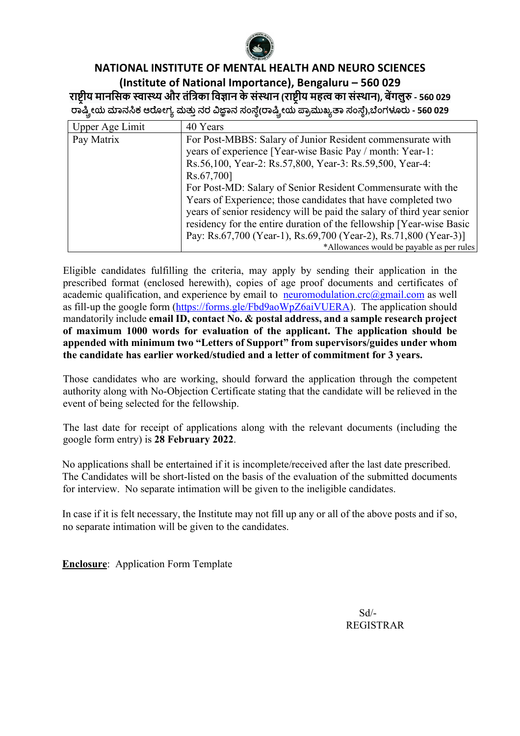## NATIONAL INSTITUTE OF MENTAL HEALTH AND NEURO SCIENCES

## (Institute of National Importance), Bengaluru – 560 029

**राष्ट्रीय मानसिक स्वास्थ्य और तंत्रिका विज्ञान के संस्थान (राष्ट्रीय महत्व का संस्थान), बेंगलुरु - 560 029**

**ರಾಷ್ಟ್ರೀಯ ಮಾನಸಿಕ ಆರೋಗ್ಯ ಮತ್ತು ನರ ವಿಜ್ಞಾನ ಸಂಸ್ಥೆ(ರಾಷ್ಟ್ರೀಯ ಪ್ರಾಮುಖ್ಯತಾ ಸಂಸ್ಥೆ),ಬೆಂಗಳೂರು - 560 029**

| | |
|---|---|
| Upper Age Limit | 40 Years |
| Pay Matrix | For Post-MBBS: Salary of Junior Resident commensurate with years of experience [Year-wise Basic Pay / month: Year-1: Rs.56,100, Year-2: Rs.57,800, Year-3: Rs.59,500, Year-4: Rs.67,700]<br>For Post-MD: Salary of Senior Resident Commensurate with the Years of Experience; those candidates that have completed two years of senior residency will be paid the salary of third year senior residency for the entire duration of the fellowship [Year-wise Basic Pay: Rs.67,700 (Year-1), Rs.69,700 (Year-2), Rs.71,800 (Year-3)]<br>*Allowances would be payable as per rules |

Eligible candidates fulfilling the criteria, may apply by sending their application in the prescribed format (enclosed herewith), copies of age proof documents and certificates of academic qualification, and experience by email to neuromodulation.crc@gmail.com as well as fill-up the google form (https://forms.gle/Fbd9aoWpZ6aiVUERA). The application should mandatorily include **email ID, contact No. & postal address, and a sample research project of maximum 1000 words for evaluation of the applicant. The application should be appended with minimum two "Letters of Support" from supervisors/guides under whom the candidate has earlier worked/studied and a letter of commitment for 3 years.**

Those candidates who are working, should forward the application through the competent authority along with No-Objection Certificate stating that the candidate will be relieved in the event of being selected for the fellowship.

The last date for receipt of applications along with the relevant documents (including the google form entry) is **28 February 2022**.

No applications shall be entertained if it is incomplete/received after the last date prescribed. The Candidates will be short-listed on the basis of the evaluation of the submitted documents for interview. No separate intimation will be given to the ineligible candidates.

In case if it is felt necessary, the Institute may not fill up any or all of the above posts and if so, no separate intimation will be given to the candidates.

**Enclosure**: Application Form Template

Sd/-
REGISTRAR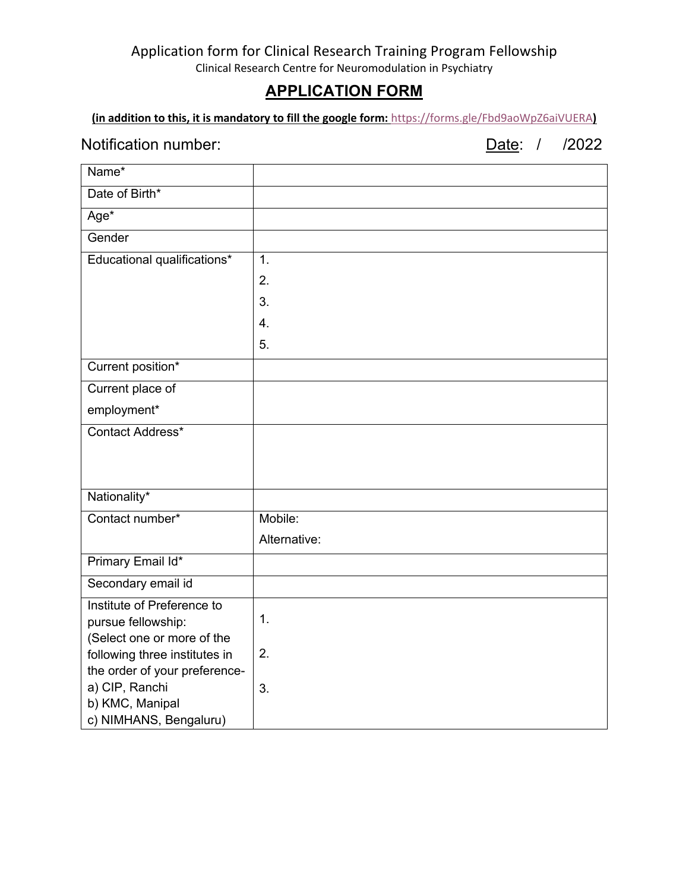Application form for Clinical Research Training Program Fellowship

Clinical Research Centre for Neuromodulation in Psychiatry

# APPLICATION FORM

**(in addition to this, it is mandatory to fill the google form: https://forms.gle/Fbd9aoWpZ6aiVUERA)**

Notification number: Date: / /2022

| | |
|---|---|
| Name* | |
| Date of Birth* | |
| Age* | |
| Gender | |
| Educational qualifications* | 1.<br>2.<br>3.<br>4.<br>5. |
| Current position* | |
| Current place of employment* | |
| Contact Address* | |
| Nationality* | |
| Contact number* | Mobile:<br>Alternative: |
| Primary Email Id* | |
| Secondary email id | |
| Institute of Preference to pursue fellowship:<br>(Select one or more of the following three institutes in the order of your preference-<br>a) CIP, Ranchi<br>b) KMC, Manipal<br>c) NIMHANS, Bengaluru) | 1.<br>2.<br>3. |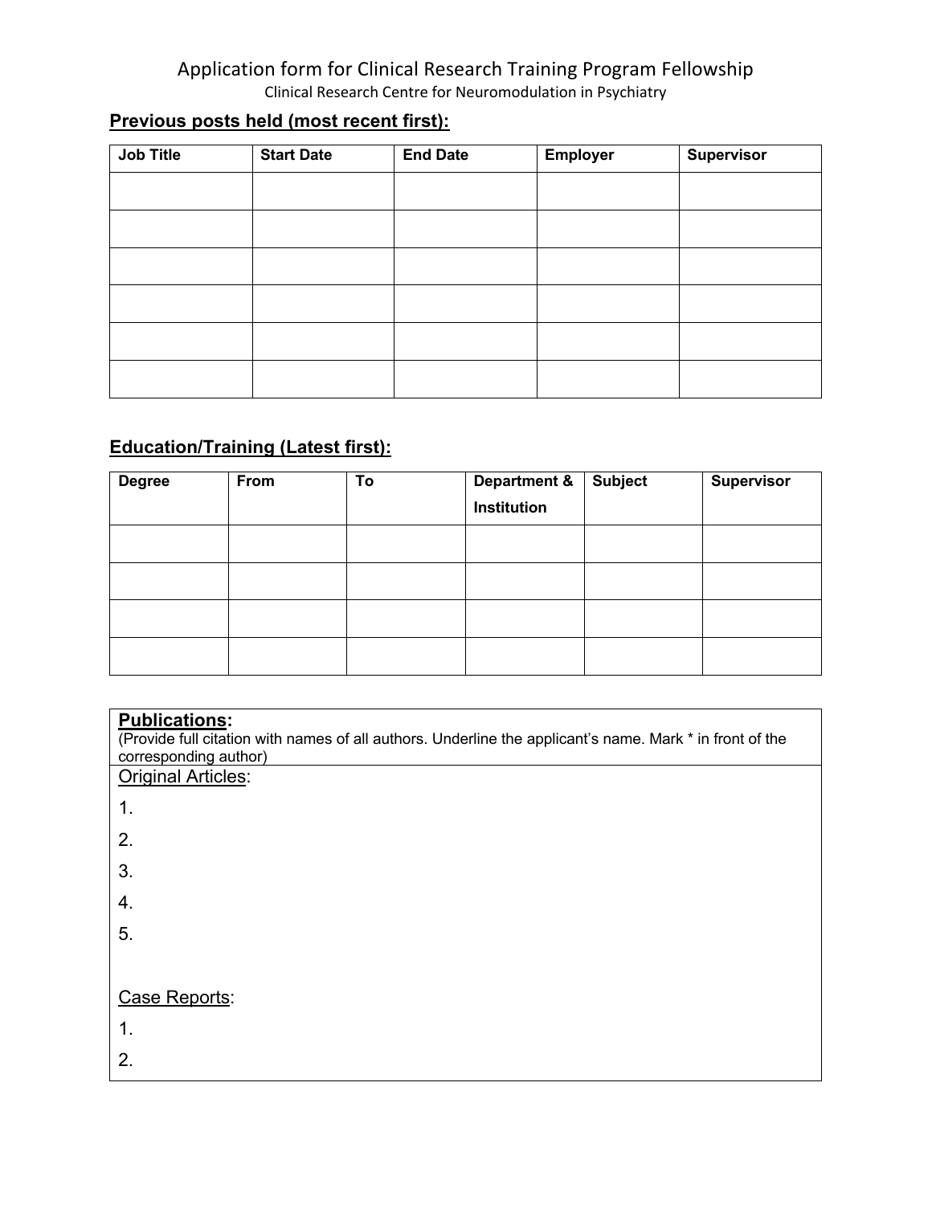Application form for Clinical Research Training Program Fellowship

Clinical Research Centre for Neuromodulation in Psychiatry

## Previous posts held (most recent first):

| Job Title | Start Date | End Date | Employer | Supervisor |
| --- | --- | --- | --- | --- |
| | | | | |
| | | | | |
| | | | | |
| | | | | |
| | | | | |
| | | | | |

## Education/Training (Latest first):

| Degree | From | To | Department & Institution | Subject | Supervisor |
| --- | --- | --- | --- | --- | --- |
| | | | | | |
| | | | | | |
| | | | | | |
| | | | | | |

## Publications:

(Provide full citation with names of all authors. Underline the applicant's name. Mark * in front of the corresponding author)

Original Articles:

1.

2.

3.

4.

5.

Case Reports:

1.

2.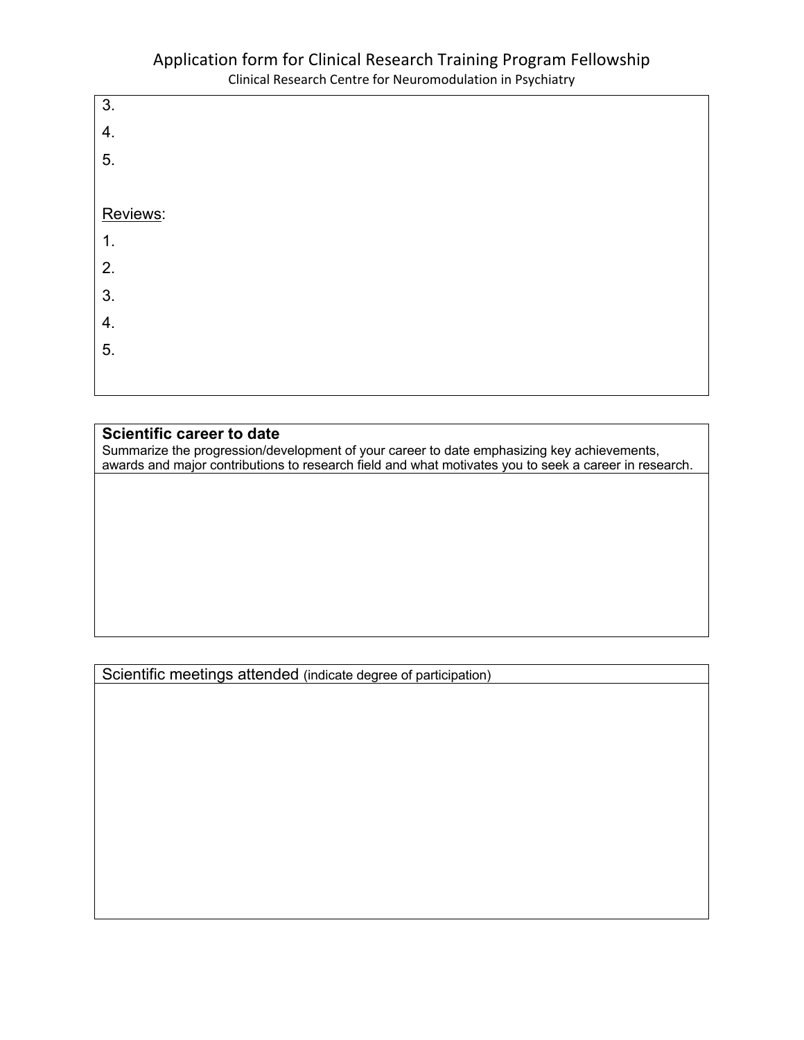3.

4.

5.

Reviews:

1.

2.

3.

4.

5.

**Scientific career to date**

Summarize the progression/development of your career to date emphasizing key achievements, awards and major contributions to research field and what motivates you to seek a career in research.

Scientific meetings attended (indicate degree of participation)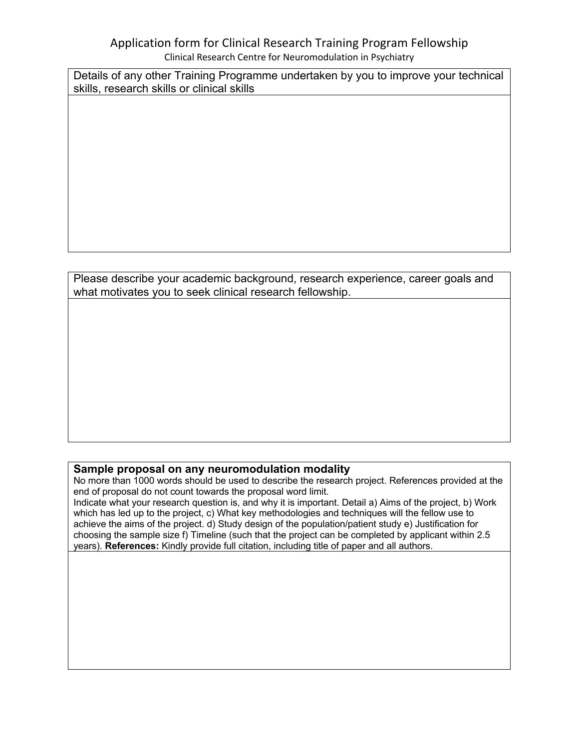# Application form for Clinical Research Training Program Fellowship

Clinical Research Centre for Neuromodulation in Psychiatry

| Details of any other Training Programme undertaken by you to improve your technical skills, research skills or clinical skills |
| --- |
| |

| Please describe your academic background, research experience, career goals and what motivates you to seek clinical research fellowship. |
| --- |
| |

| **Sample proposal on any neuromodulation modality**<br>No more than 1000 words should be used to describe the research project. References provided at the end of proposal do not count towards the proposal word limit.<br>Indicate what your research question is, and why it is important. Detail a) Aims of the project, b) Work which has led up to the project, c) What key methodologies and techniques will the fellow use to achieve the aims of the project. d) Study design of the population/patient study e) Justification for choosing the sample size f) Timeline (such that the project can be completed by applicant within 2.5 years). **References:** Kindly provide full citation, including title of paper and all authors. |
| --- |
| |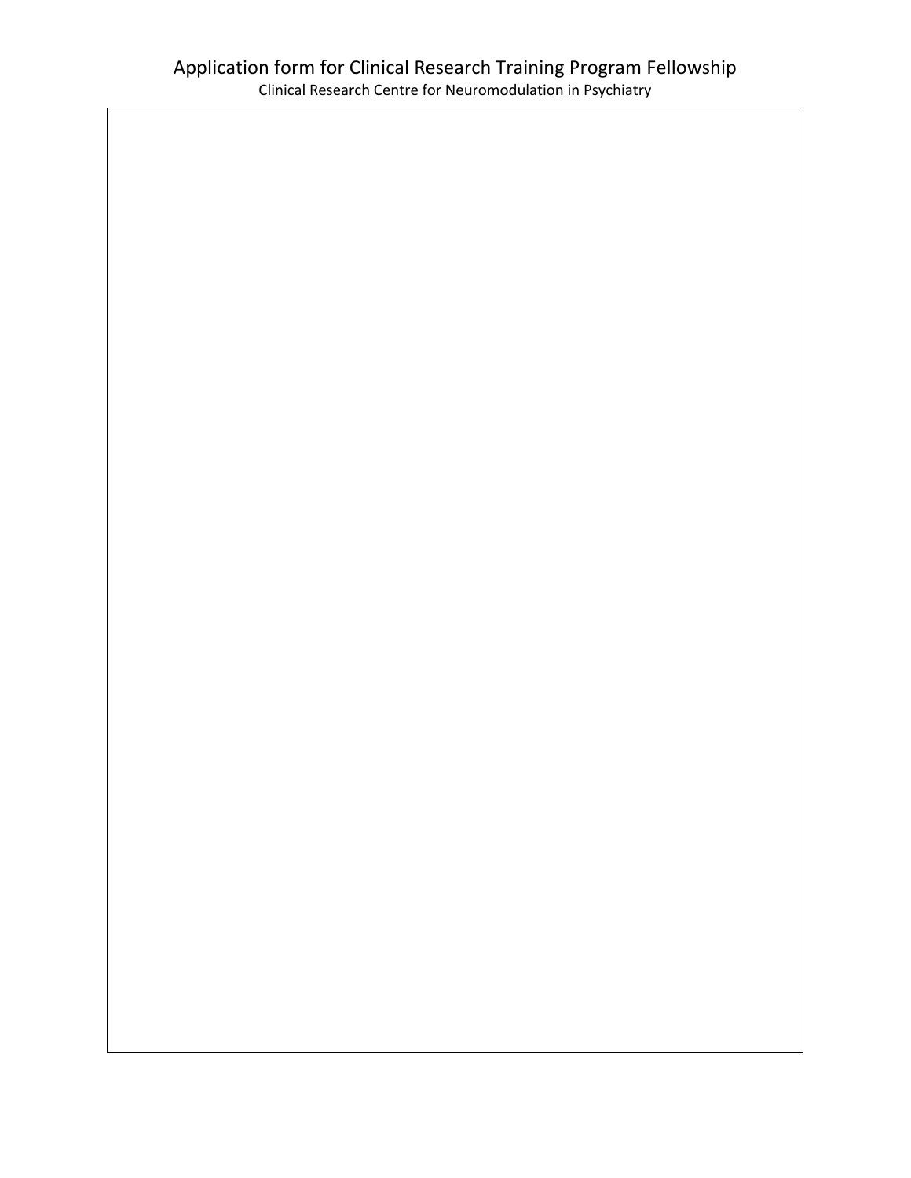# Application form for Clinical Research Training Program Fellowship

Clinical Research Centre for Neuromodulation in Psychiatry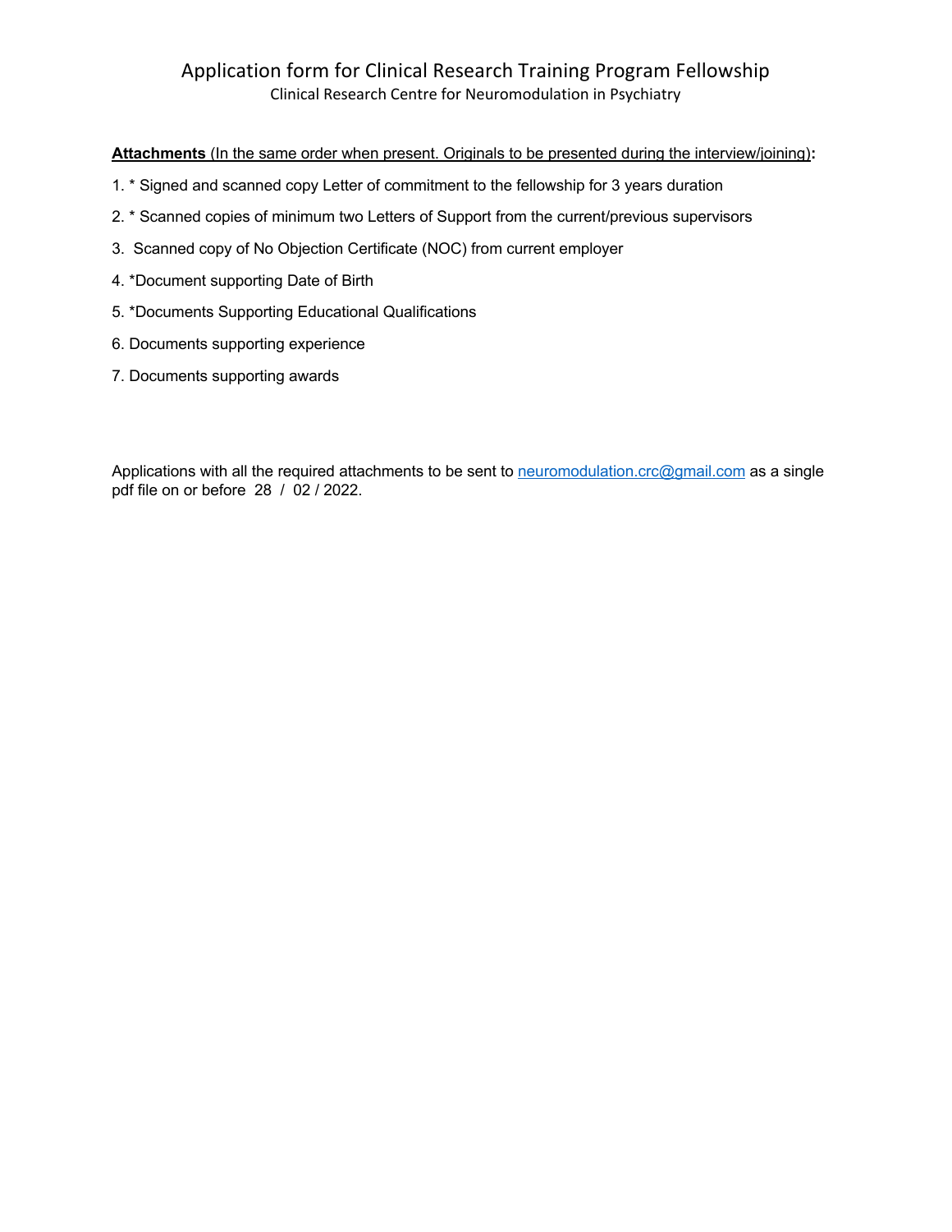Application form for Clinical Research Training Program Fellowship
Clinical Research Centre for Neuromodulation in Psychiatry

**Attachments** (In the same order when present. Originals to be presented during the interview/joining)**:**

1. * Signed and scanned copy Letter of commitment to the fellowship for 3 years duration
2. * Scanned copies of minimum two Letters of Support from the current/previous supervisors
3. Scanned copy of No Objection Certificate (NOC) from current employer
4. *Document supporting Date of Birth
5. *Documents Supporting Educational Qualifications
6. Documents supporting experience
7. Documents supporting awards

Applications with all the required attachments to be sent to neuromodulation.crc@gmail.com as a single pdf file on or before 28 / 02 / 2022.